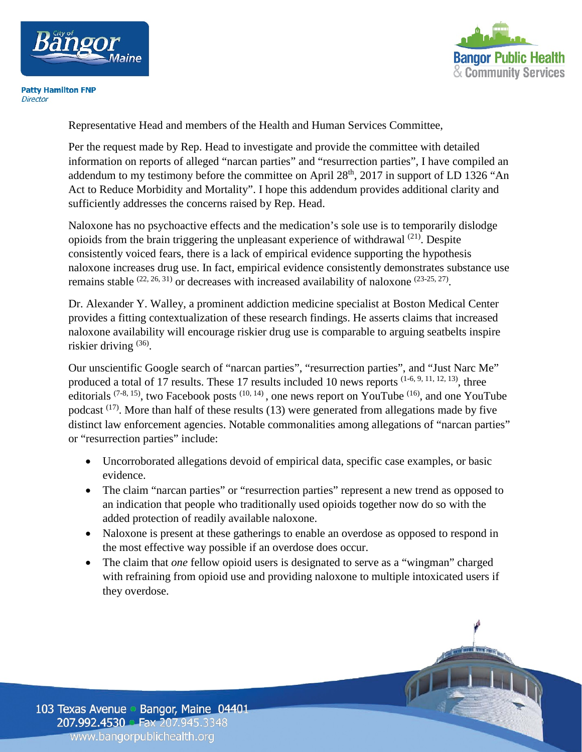**Patty Hamilton FNP**
*Director*

Representative Head and members of the Health and Human Services Committee,

Per the request made by Rep. Head to investigate and provide the committee with detailed information on reports of alleged "narcan parties" and "resurrection parties", I have compiled an addendum to my testimony before the committee on April 28th, 2017 in support of LD 1326 "An Act to Reduce Morbidity and Mortality". I hope this addendum provides additional clarity and sufficiently addresses the concerns raised by Rep. Head.

Naloxone has no psychoactive effects and the medication's sole use is to temporarily dislodge opioids from the brain triggering the unpleasant experience of withdrawal [21]. Despite consistently voiced fears, there is a lack of empirical evidence supporting the hypothesis naloxone increases drug use. In fact, empirical evidence consistently demonstrates substance use remains stable [22, 26, 31] or decreases with increased availability of naloxone [23-25, 27].

Dr. Alexander Y. Walley, a prominent addiction medicine specialist at Boston Medical Center provides a fitting contextualization of these research findings. He asserts claims that increased naloxone availability will encourage riskier drug use is comparable to arguing seatbelts inspire riskier driving [36].

Our unscientific Google search of "narcan parties", "resurrection parties", and "Just Narc Me" produced a total of 17 results. These 17 results included 10 news reports [1-6, 9, 11, 12, 13], three editorials [7-8, 15], two Facebook posts [10, 14], one news report on YouTube [16], and one YouTube podcast [17]. More than half of these results (13) were generated from allegations made by five distinct law enforcement agencies. Notable commonalities among allegations of "narcan parties" or "resurrection parties" include:

- Uncorroborated allegations devoid of empirical data, specific case examples, or basic evidence.
- The claim "narcan parties" or "resurrection parties" represent a new trend as opposed to an indication that people who traditionally used opioids together now do so with the added protection of readily available naloxone.
- Naloxone is present at these gatherings to enable an overdose as opposed to respond in the most effective way possible if an overdose does occur.
- The claim that *one* fellow opioid users is designated to serve as a "wingman" charged with refraining from opioid use and providing naloxone to multiple intoxicated users if they overdose.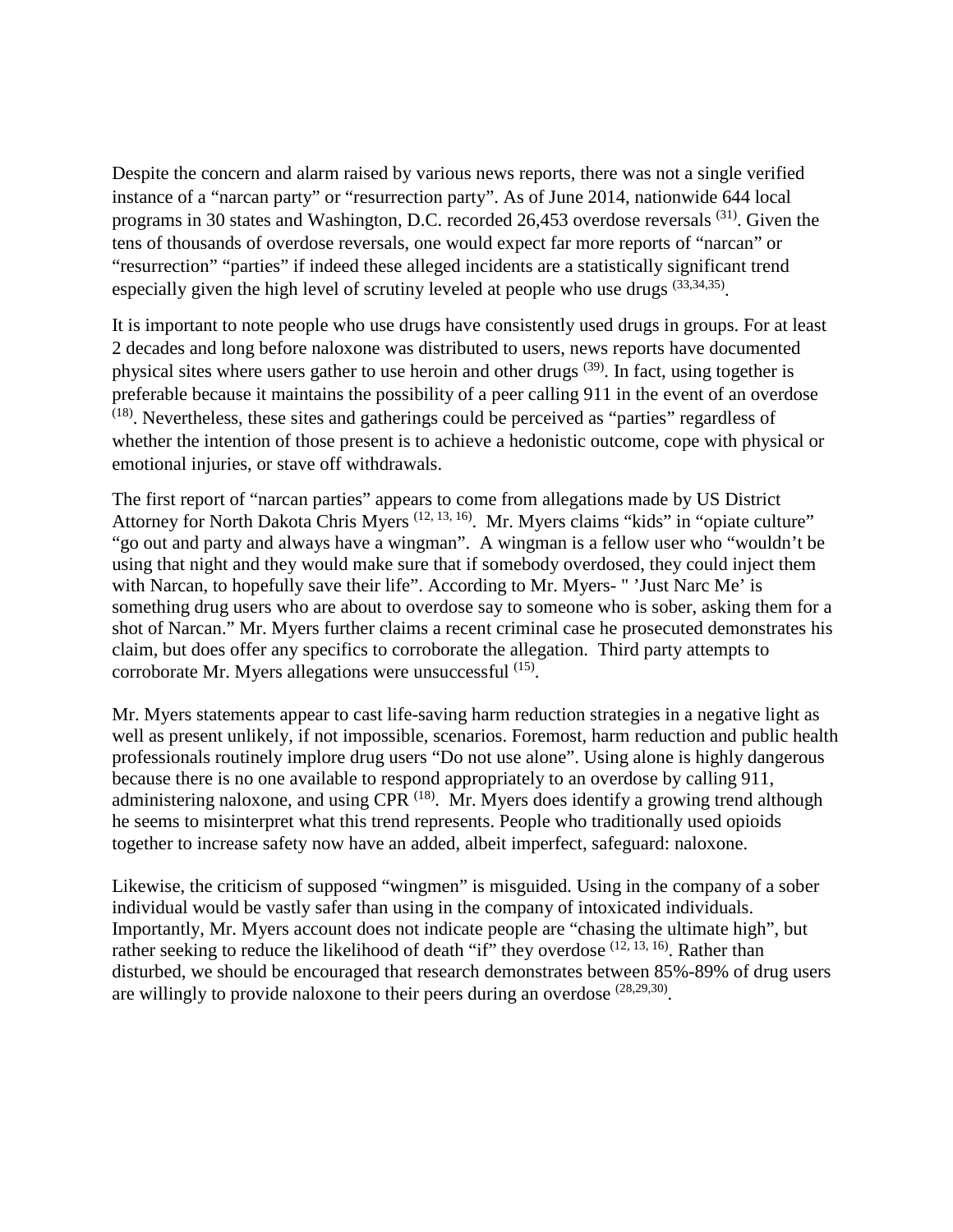Despite the concern and alarm raised by various news reports, there was not a single verified instance of a "narcan party" or "resurrection party". As of June 2014, nationwide 644 local programs in 30 states and Washington, D.C. recorded 26,453 overdose reversals [31]. Given the tens of thousands of overdose reversals, one would expect far more reports of "narcan" or "resurrection" "parties" if indeed these alleged incidents are a statistically significant trend especially given the high level of scrutiny leveled at people who use drugs [33,34,35].

It is important to note people who use drugs have consistently used drugs in groups. For at least 2 decades and long before naloxone was distributed to users, news reports have documented physical sites where users gather to use heroin and other drugs [39]. In fact, using together is preferable because it maintains the possibility of a peer calling 911 in the event of an overdose [18]. Nevertheless, these sites and gatherings could be perceived as "parties" regardless of whether the intention of those present is to achieve a hedonistic outcome, cope with physical or emotional injuries, or stave off withdrawals.

The first report of "narcan parties" appears to come from allegations made by US District Attorney for North Dakota Chris Myers [12, 13, 16]. Mr. Myers claims "kids" in "opiate culture" "go out and party and always have a wingman". A wingman is a fellow user who "wouldn't be using that night and they would make sure that if somebody overdosed, they could inject them with Narcan, to hopefully save their life". According to Mr. Myers- " 'Just Narc Me' is something drug users who are about to overdose say to someone who is sober, asking them for a shot of Narcan." Mr. Myers further claims a recent criminal case he prosecuted demonstrates his claim, but does offer any specifics to corroborate the allegation. Third party attempts to corroborate Mr. Myers allegations were unsuccessful [15].

Mr. Myers statements appear to cast life-saving harm reduction strategies in a negative light as well as present unlikely, if not impossible, scenarios. Foremost, harm reduction and public health professionals routinely implore drug users "Do not use alone". Using alone is highly dangerous because there is no one available to respond appropriately to an overdose by calling 911, administering naloxone, and using CPR [18]. Mr. Myers does identify a growing trend although he seems to misinterpret what this trend represents. People who traditionally used opioids together to increase safety now have an added, albeit imperfect, safeguard: naloxone.

Likewise, the criticism of supposed "wingmen" is misguided. Using in the company of a sober individual would be vastly safer than using in the company of intoxicated individuals. Importantly, Mr. Myers account does not indicate people are "chasing the ultimate high", but rather seeking to reduce the likelihood of death "if" they overdose [12, 13, 16]. Rather than disturbed, we should be encouraged that research demonstrates between 85%-89% of drug users are willingly to provide naloxone to their peers during an overdose [28,29,30].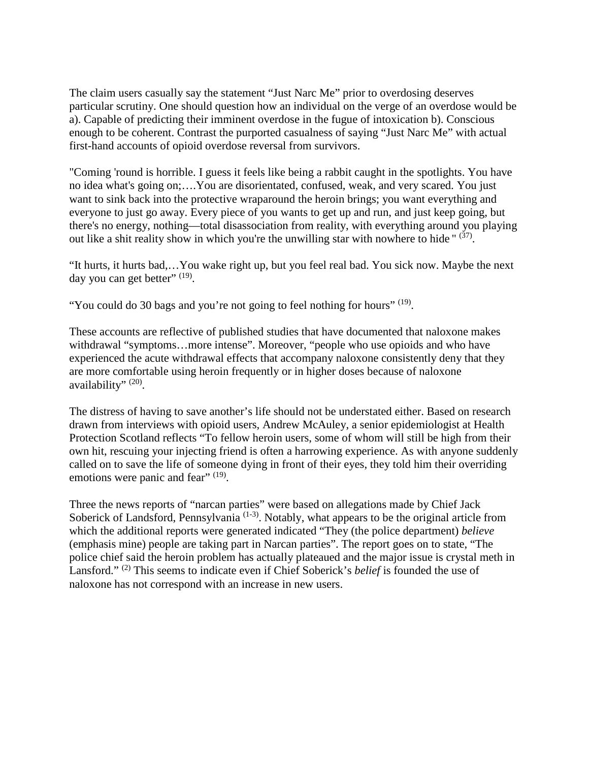The claim users casually say the statement “Just Narc Me” prior to overdosing deserves particular scrutiny. One should question how an individual on the verge of an overdose would be a). Capable of predicting their imminent overdose in the fugue of intoxication b). Conscious enough to be coherent. Contrast the purported casualness of saying “Just Narc Me” with actual first-hand accounts of opioid overdose reversal from survivors.

"Coming 'round is horrible. I guess it feels like being a rabbit caught in the spotlights. You have no idea what's going on;….You are disorientated, confused, weak, and very scared. You just want to sink back into the protective wraparound the heroin brings; you want everything and everyone to just go away. Every piece of you wants to get up and run, and just keep going, but there's no energy, nothing—total disassociation from reality, with everything around you playing out like a shit reality show in which you're the unwilling star with nowhere to hide " [37].

“It hurts, it hurts bad,…You wake right up, but you feel real bad. You sick now. Maybe the next day you can get better” [19].

“You could do 30 bags and you’re not going to feel nothing for hours” [19].

These accounts are reflective of published studies that have documented that naloxone makes withdrawal “symptoms…more intense”. Moreover, “people who use opioids and who have experienced the acute withdrawal effects that accompany naloxone consistently deny that they are more comfortable using heroin frequently or in higher doses because of naloxone availability” [20].

The distress of having to save another’s life should not be understated either. Based on research drawn from interviews with opioid users, Andrew McAuley, a senior epidemiologist at Health Protection Scotland reflects “To fellow heroin users, some of whom will still be high from their own hit, rescuing your injecting friend is often a harrowing experience. As with anyone suddenly called on to save the life of someone dying in front of their eyes, they told him their overriding emotions were panic and fear” [19].

Three the news reports of “narcan parties” were based on allegations made by Chief Jack Soberick of Landsford, Pennsylvania [1-3]. Notably, what appears to be the original article from which the additional reports were generated indicated “They (the police department) *believe* (emphasis mine) people are taking part in Narcan parties”. The report goes on to state, “The police chief said the heroin problem has actually plateaued and the major issue is crystal meth in Lansford.” [2] This seems to indicate even if Chief Soberick’s *belief* is founded the use of naloxone has not correspond with an increase in new users.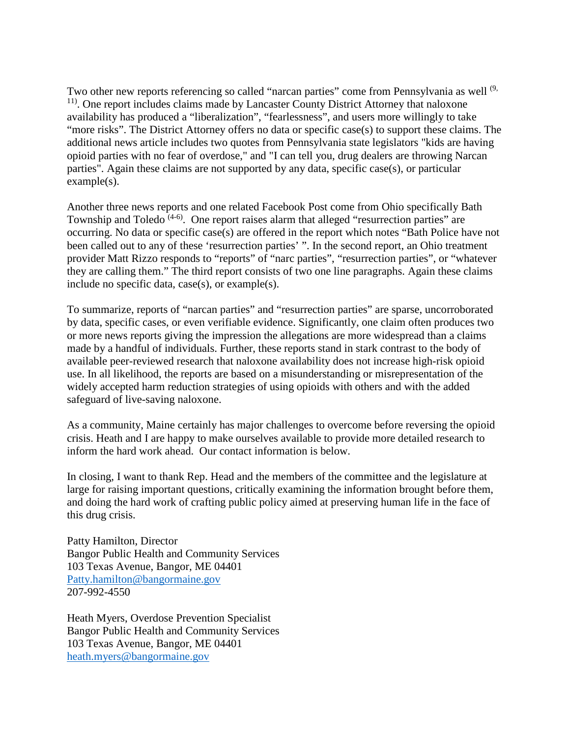Two other new reports referencing so called “narcan parties” come from Pennsylvania as well [9, 11]. One report includes claims made by Lancaster County District Attorney that naloxone availability has produced a “liberalization”, “fearlessness”, and users more willingly to take “more risks”. The District Attorney offers no data or specific case(s) to support these claims. The additional news article includes two quotes from Pennsylvania state legislators "kids are having opioid parties with no fear of overdose," and "I can tell you, drug dealers are throwing Narcan parties". Again these claims are not supported by any data, specific case(s), or particular example(s).

Another three news reports and one related Facebook Post come from Ohio specifically Bath Township and Toledo [4-6]. One report raises alarm that alleged “resurrection parties” are occurring. No data or specific case(s) are offered in the report which notes “Bath Police have not been called out to any of these ‘resurrection parties’ ”. In the second report, an Ohio treatment provider Matt Rizzo responds to “reports” of “narc parties”, “resurrection parties”, or “whatever they are calling them.” The third report consists of two one line paragraphs. Again these claims include no specific data, case(s), or example(s).

To summarize, reports of “narcan parties” and “resurrection parties” are sparse, uncorroborated by data, specific cases, or even verifiable evidence. Significantly, one claim often produces two or more news reports giving the impression the allegations are more widespread than a claims made by a handful of individuals. Further, these reports stand in stark contrast to the body of available peer-reviewed research that naloxone availability does not increase high-risk opioid use. In all likelihood, the reports are based on a misunderstanding or misrepresentation of the widely accepted harm reduction strategies of using opioids with others and with the added safeguard of live-saving naloxone.

As a community, Maine certainly has major challenges to overcome before reversing the opioid crisis. Heath and I are happy to make ourselves available to provide more detailed research to inform the hard work ahead. Our contact information is below.

In closing, I want to thank Rep. Head and the members of the committee and the legislature at large for raising important questions, critically examining the information brought before them, and doing the hard work of crafting public policy aimed at preserving human life in the face of this drug crisis.

Patty Hamilton, Director
Bangor Public Health and Community Services
103 Texas Avenue, Bangor, ME 04401
Patty.hamilton@bangormaine.gov
207-992-4550

Heath Myers, Overdose Prevention Specialist
Bangor Public Health and Community Services
103 Texas Avenue, Bangor, ME 04401
heath.myers@bangormaine.gov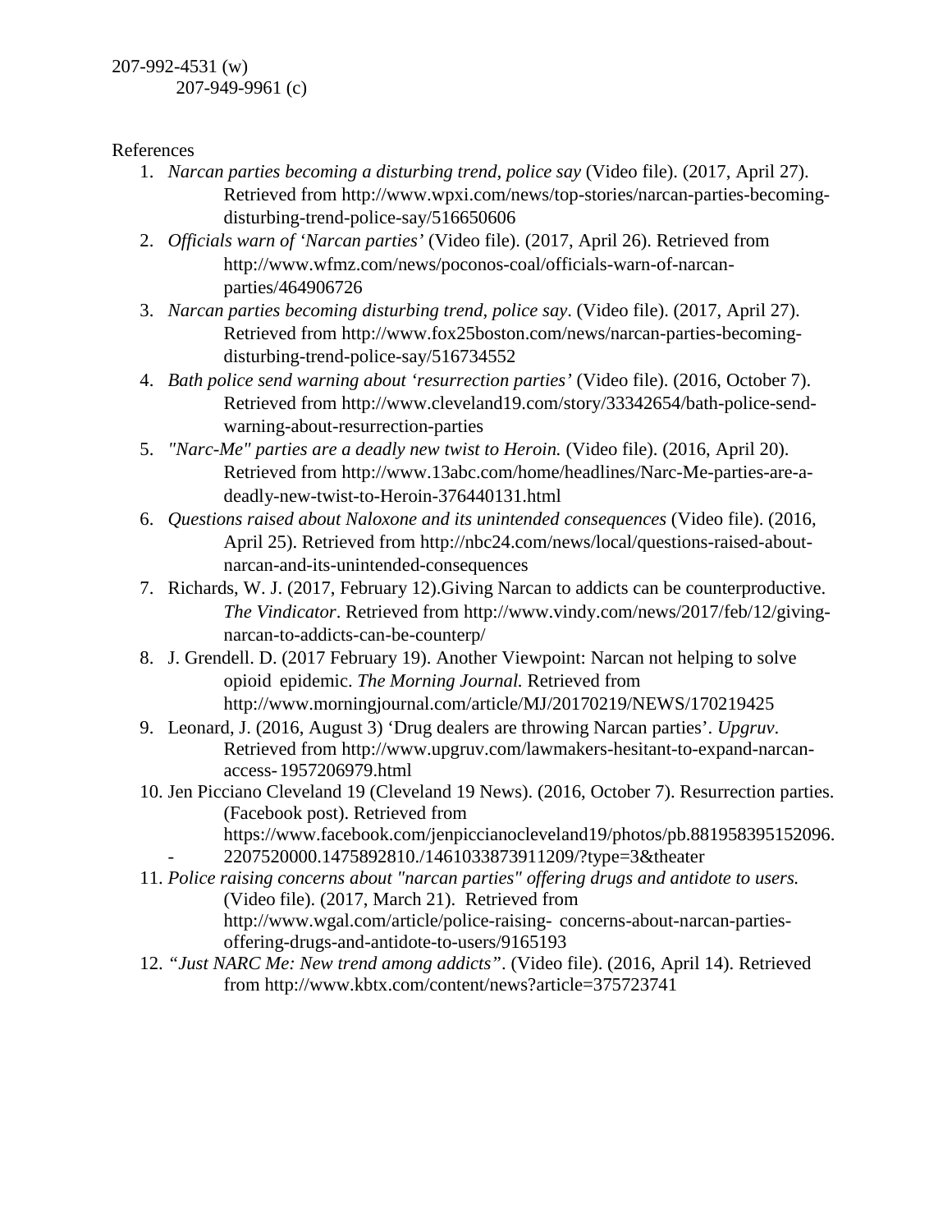207-992-4531 (w)
207-949-9961 (c)

References

1. *Narcan parties becoming a disturbing trend, police say* (Video file). (2017, April 27). Retrieved from http://www.wpxi.com/news/top-stories/narcan-parties-becoming-disturbing-trend-police-say/516650606
2. *Officials warn of 'Narcan parties'* (Video file). (2017, April 26). Retrieved from http://www.wfmz.com/news/poconos-coal/officials-warn-of-narcan-parties/464906726
3. *Narcan parties becoming disturbing trend, police say*. (Video file). (2017, April 27). Retrieved from http://www.fox25boston.com/news/narcan-parties-becoming-disturbing-trend-police-say/516734552
4. *Bath police send warning about 'resurrection parties'* (Video file). (2016, October 7). Retrieved from http://www.cleveland19.com/story/33342654/bath-police-send-warning-about-resurrection-parties
5. *"Narc-Me" parties are a deadly new twist to Heroin.* (Video file). (2016, April 20). Retrieved from http://www.13abc.com/home/headlines/Narc-Me-parties-are-a-deadly-new-twist-to-Heroin-376440131.html
6. *Questions raised about Naloxone and its unintended consequences* (Video file). (2016, April 25). Retrieved from http://nbc24.com/news/local/questions-raised-about-narcan-and-its-unintended-consequences
7. Richards, W. J. (2017, February 12).Giving Narcan to addicts can be counterproductive. *The Vindicator*. Retrieved from http://www.vindy.com/news/2017/feb/12/giving-narcan-to-addicts-can-be-counterp/
8. J. Grendell. D. (2017 February 19). Another Viewpoint: Narcan not helping to solve opioid epidemic. *The Morning Journal.* Retrieved from http://www.morningjournal.com/article/MJ/20170219/NEWS/170219425
9. Leonard, J. (2016, August 3) 'Drug dealers are throwing Narcan parties'. *Upgruv*. Retrieved from http://www.upgruv.com/lawmakers-hesitant-to-expand-narcan-access-1957206979.html
10. Jen Picciano Cleveland 19 (Cleveland 19 News). (2016, October 7). Resurrection parties. (Facebook post). Retrieved from https://www.facebook.com/jenpiccianocleveland19/photos/pb.881958395152096.-2207520000.1475892810./1461033873911209/?type=3&theater
11. *Police raising concerns about "narcan parties" offering drugs and antidote to users.* (Video file). (2017, March 21). Retrieved from http://www.wgal.com/article/police-raising- concerns-about-narcan-parties-offering-drugs-and-antidote-to-users/9165193
12. *"Just NARC Me: New trend among addicts"*. (Video file). (2016, April 14). Retrieved from http://www.kbtx.com/content/news?article=375723741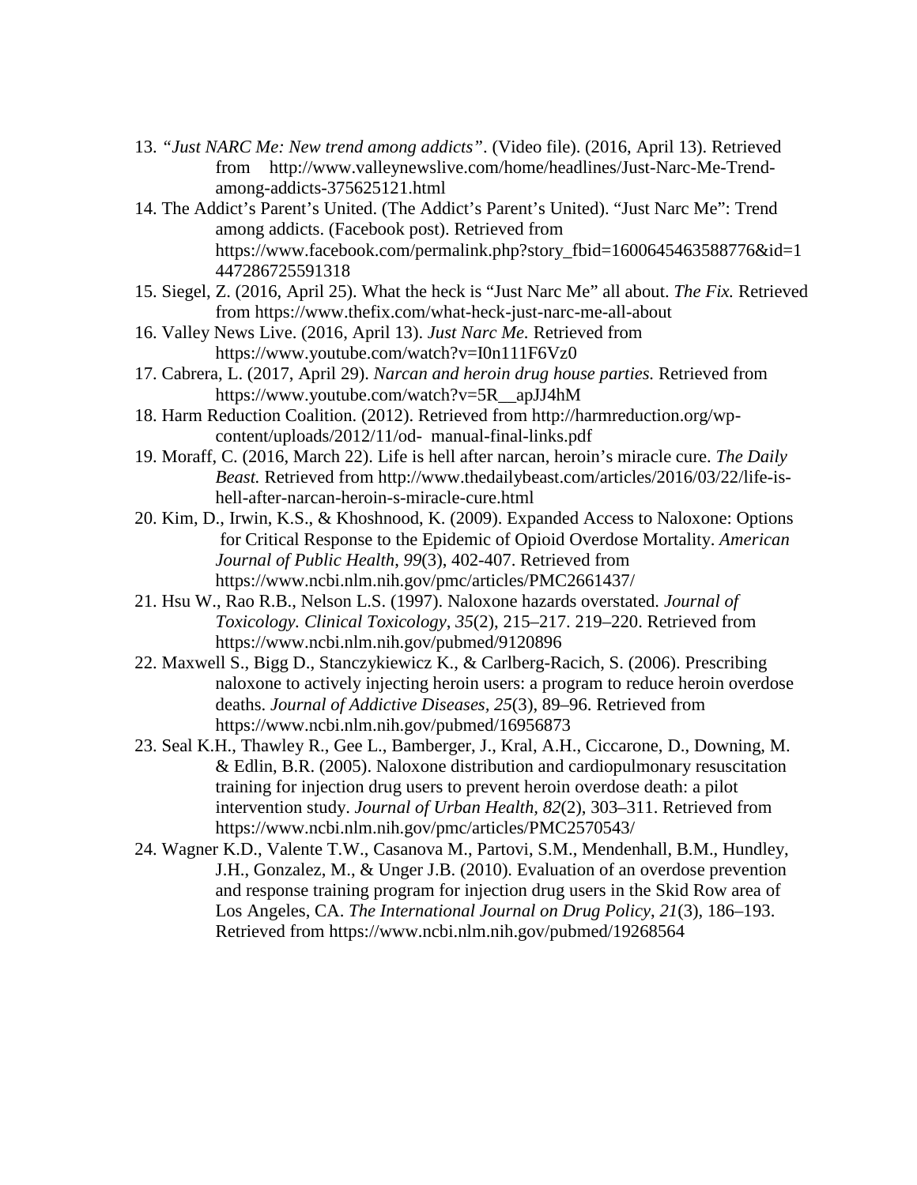13. *"Just NARC Me: New trend among addicts"*. (Video file). (2016, April 13). Retrieved from http://www.valleynewslive.com/home/headlines/Just-Narc-Me-Trend-among-addicts-375625121.html
14. The Addict's Parent's United. (The Addict's Parent's United). "Just Narc Me": Trend among addicts. (Facebook post). Retrieved from https://www.facebook.com/permalink.php?story_fbid=1600645463588776&id=1447286725591318
15. Siegel, Z. (2016, April 25). What the heck is "Just Narc Me" all about. *The Fix.* Retrieved from https://www.thefix.com/what-heck-just-narc-me-all-about
16. Valley News Live. (2016, April 13). *Just Narc Me.* Retrieved from https://www.youtube.com/watch?v=I0n111F6Vz0
17. Cabrera, L. (2017, April 29). *Narcan and heroin drug house parties.* Retrieved from https://www.youtube.com/watch?v=5R__apJJ4hM
18. Harm Reduction Coalition. (2012). Retrieved from http://harmreduction.org/wp-content/uploads/2012/11/od- manual-final-links.pdf
19. Moraff, C. (2016, March 22). Life is hell after narcan, heroin's miracle cure. *The Daily Beast.* Retrieved from http://www.thedailybeast.com/articles/2016/03/22/life-is-hell-after-narcan-heroin-s-miracle-cure.html
20. Kim, D., Irwin, K.S., & Khoshnood, K. (2009). Expanded Access to Naloxone: Options for Critical Response to the Epidemic of Opioid Overdose Mortality. *American Journal of Public Health*, *99*(3), 402-407. Retrieved from https://www.ncbi.nlm.nih.gov/pmc/articles/PMC2661437/
21. Hsu W., Rao R.B., Nelson L.S. (1997). Naloxone hazards overstated. *Journal of Toxicology. Clinical Toxicology*, *35*(2), 215–217. 219–220. Retrieved from https://www.ncbi.nlm.nih.gov/pubmed/9120896
22. Maxwell S., Bigg D., Stanczykiewicz K., & Carlberg-Racich, S. (2006). Prescribing naloxone to actively injecting heroin users: a program to reduce heroin overdose deaths. *Journal of Addictive Diseases, 25*(3), 89–96. Retrieved from https://www.ncbi.nlm.nih.gov/pubmed/16956873
23. Seal K.H., Thawley R., Gee L., Bamberger, J., Kral, A.H., Ciccarone, D., Downing, M. & Edlin, B.R. (2005). Naloxone distribution and cardiopulmonary resuscitation training for injection drug users to prevent heroin overdose death: a pilot intervention study. *Journal of Urban Health, 82*(2), 303–311. Retrieved from https://www.ncbi.nlm.nih.gov/pmc/articles/PMC2570543/
24. Wagner K.D., Valente T.W., Casanova M., Partovi, S.M., Mendenhall, B.M., Hundley, J.H., Gonzalez, M., & Unger J.B. (2010). Evaluation of an overdose prevention and response training program for injection drug users in the Skid Row area of Los Angeles, CA. *The International Journal on Drug Policy, 21*(3), 186–193. Retrieved from https://www.ncbi.nlm.nih.gov/pubmed/19268564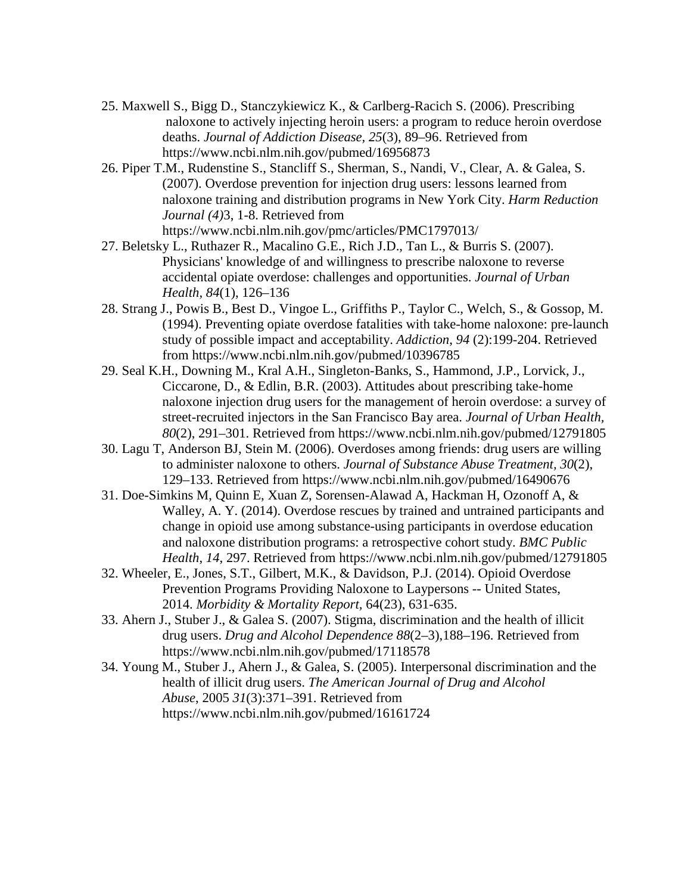25. Maxwell S., Bigg D., Stanczykiewicz K., & Carlberg-Racich S. (2006). Prescribing naloxone to actively injecting heroin users: a program to reduce heroin overdose deaths. *Journal of Addiction Disease, 25*(3), 89–96. Retrieved from https://www.ncbi.nlm.nih.gov/pubmed/16956873
26. Piper T.M., Rudenstine S., Stancliff S., Sherman, S., Nandi, V., Clear, A. & Galea, S. (2007). Overdose prevention for injection drug users: lessons learned from naloxone training and distribution programs in New York City. *Harm Reduction Journal (4)*3, 1-8. Retrieved from https://www.ncbi.nlm.nih.gov/pmc/articles/PMC1797013/
27. Beletsky L., Ruthazer R., Macalino G.E., Rich J.D., Tan L., & Burris S. (2007). Physicians' knowledge of and willingness to prescribe naloxone to reverse accidental opiate overdose: challenges and opportunities. *Journal of Urban Health, 84*(1), 126–136
28. Strang J., Powis B., Best D., Vingoe L., Griffiths P., Taylor C., Welch, S., & Gossop, M. (1994). Preventing opiate overdose fatalities with take-home naloxone: pre-launch study of possible impact and acceptability. *Addiction, 94* (2):199-204. Retrieved from https://www.ncbi.nlm.nih.gov/pubmed/10396785
29. Seal K.H., Downing M., Kral A.H., Singleton-Banks, S., Hammond, J.P., Lorvick, J., Ciccarone, D., & Edlin, B.R. (2003). Attitudes about prescribing take-home naloxone injection drug users for the management of heroin overdose: a survey of street-recruited injectors in the San Francisco Bay area. *Journal of Urban Health, 80*(2), 291–301. Retrieved from https://www.ncbi.nlm.nih.gov/pubmed/12791805
30. Lagu T, Anderson BJ, Stein M. (2006). Overdoses among friends: drug users are willing to administer naloxone to others. *Journal of Substance Abuse Treatment, 30*(2), 129–133. Retrieved from https://www.ncbi.nlm.nih.gov/pubmed/16490676
31. Doe-Simkins M, Quinn E, Xuan Z, Sorensen-Alawad A, Hackman H, Ozonoff A, & Walley, A. Y. (2014). Overdose rescues by trained and untrained participants and change in opioid use among substance-using participants in overdose education and naloxone distribution programs: a retrospective cohort study. *BMC Public Health, 14*, 297. Retrieved from https://www.ncbi.nlm.nih.gov/pubmed/12791805
32. Wheeler, E., Jones, S.T., Gilbert, M.K., & Davidson, P.J. (2014). Opioid Overdose Prevention Programs Providing Naloxone to Laypersons -- United States, 2014. *Morbidity & Mortality Report*, 64(23), 631-635.
33. Ahern J., Stuber J., & Galea S. (2007). Stigma, discrimination and the health of illicit drug users. *Drug and Alcohol Dependence 88*(2–3),188–196. Retrieved from https://www.ncbi.nlm.nih.gov/pubmed/17118578
34. Young M., Stuber J., Ahern J., & Galea, S. (2005). Interpersonal discrimination and the health of illicit drug users. *The American Journal of Drug and Alcohol Abuse*, 2005 *31*(3):371–391. Retrieved from https://www.ncbi.nlm.nih.gov/pubmed/16161724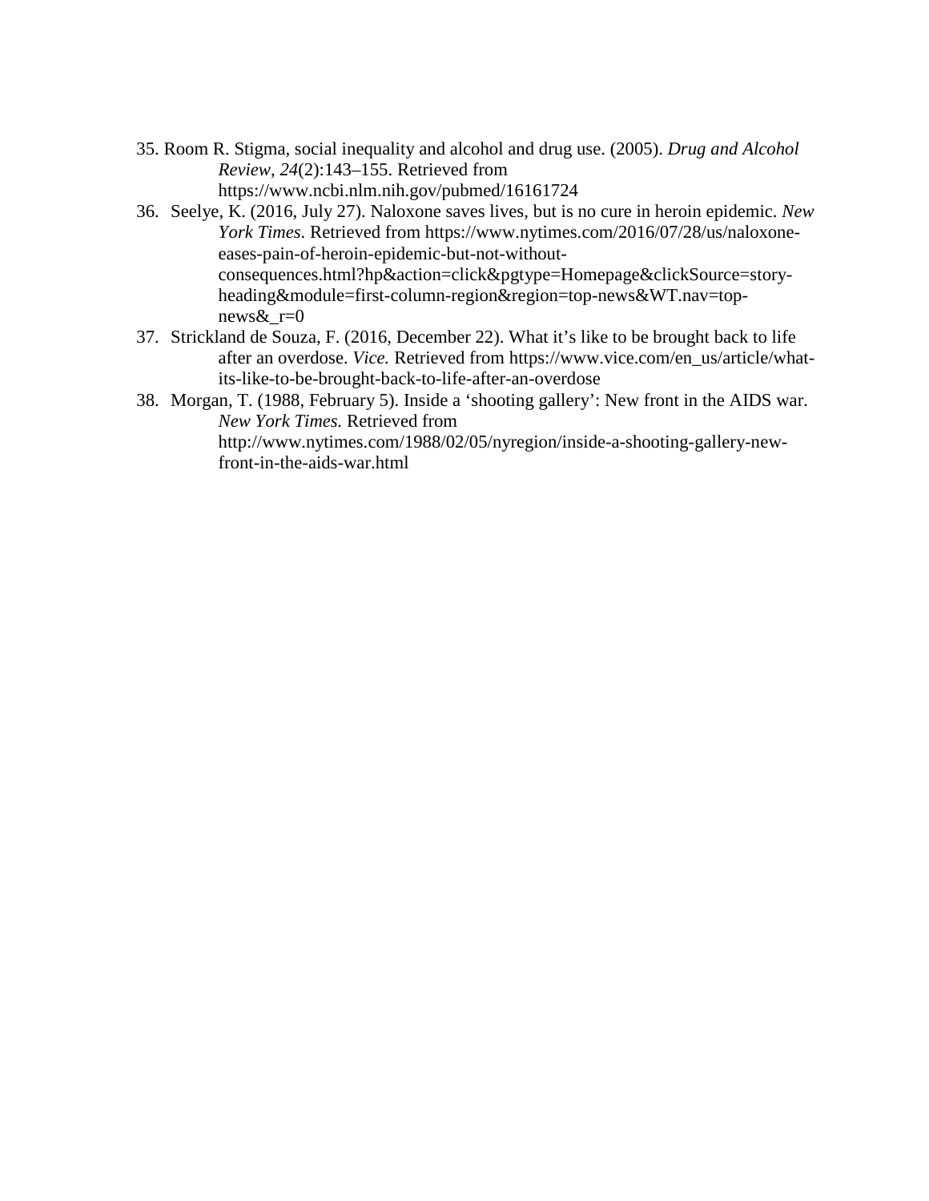35. Room R. Stigma, social inequality and alcohol and drug use. (2005). *Drug and Alcohol Review*, *24*(2):143–155. Retrieved from https://www.ncbi.nlm.nih.gov/pubmed/16161724
36. Seelye, K. (2016, July 27). Naloxone saves lives, but is no cure in heroin epidemic. *New York Times*. Retrieved from https://www.nytimes.com/2016/07/28/us/naloxone-eases-pain-of-heroin-epidemic-but-not-without-consequences.html?hp&action=click&pgtype=Homepage&clickSource=story-heading&module=first-column-region&region=top-news&WT.nav=top-news&_r=0
37. Strickland de Souza, F. (2016, December 22). What it's like to be brought back to life after an overdose. *Vice.* Retrieved from https://www.vice.com/en_us/article/what-its-like-to-be-brought-back-to-life-after-an-overdose
38. Morgan, T. (1988, February 5). Inside a 'shooting gallery': New front in the AIDS war. *New York Times.* Retrieved from http://www.nytimes.com/1988/02/05/nyregion/inside-a-shooting-gallery-new-front-in-the-aids-war.html